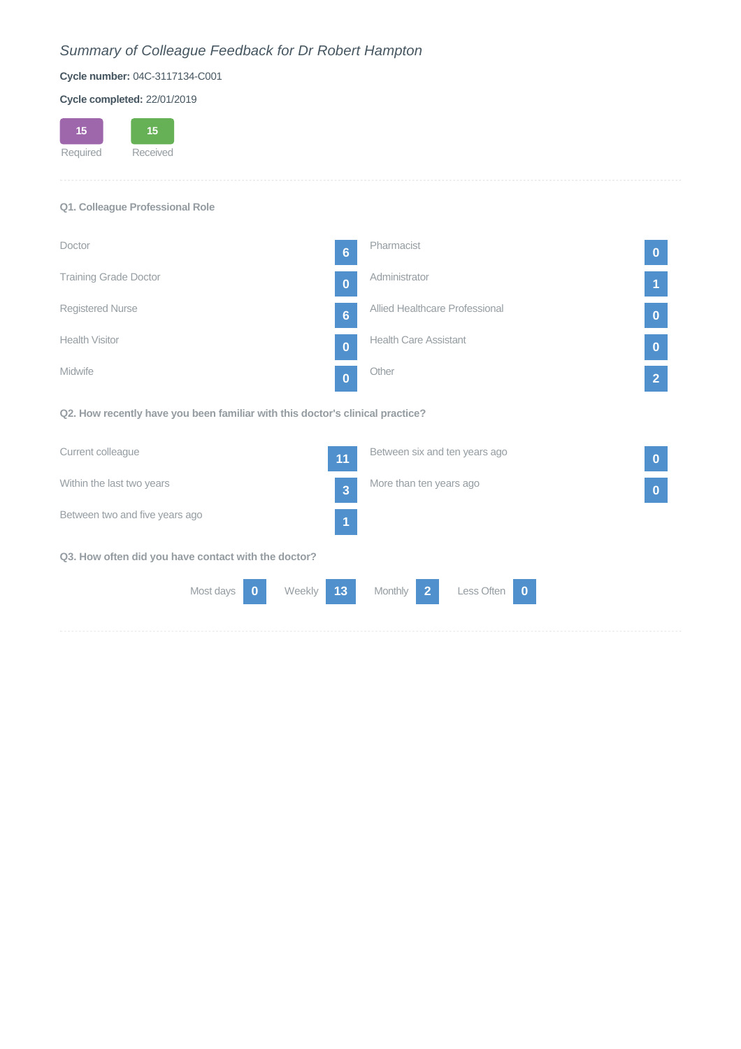*Summary of Colleague Feedback for Dr Robert Hampton*

**Cycle number:** 04C-3117134-C001

**Cycle completed:** 22/01/2019

| Required | Received |
|---|---|
| 15 | 15 |

---

**Q1. Colleague Professional Role**

| Role | Count | Role | Count |
|---|---|---|---|
| Doctor | 6 | Pharmacist | 0 |
| Training Grade Doctor | 0 | Administrator | 1 |
| Registered Nurse | 6 | Allied Healthcare Professional | 0 |
| Health Visitor | 0 | Health Care Assistant | 0 |
| Midwife | 0 | Other | 2 |

**Q2. How recently have you been familiar with this doctor's clinical practice?**

| Response | Count | Response | Count |
|---|---|---|---|
| Current colleague | 11 | Between six and ten years ago | 0 |
| Within the last two years | 3 | More than ten years ago | 0 |
| Between two and five years ago | 1 | | |

**Q3. How often did you have contact with the doctor?**

| Most days | Weekly | Monthly | Less Often |
|---|---|---|---|
| 0 | 13 | 2 | 0 |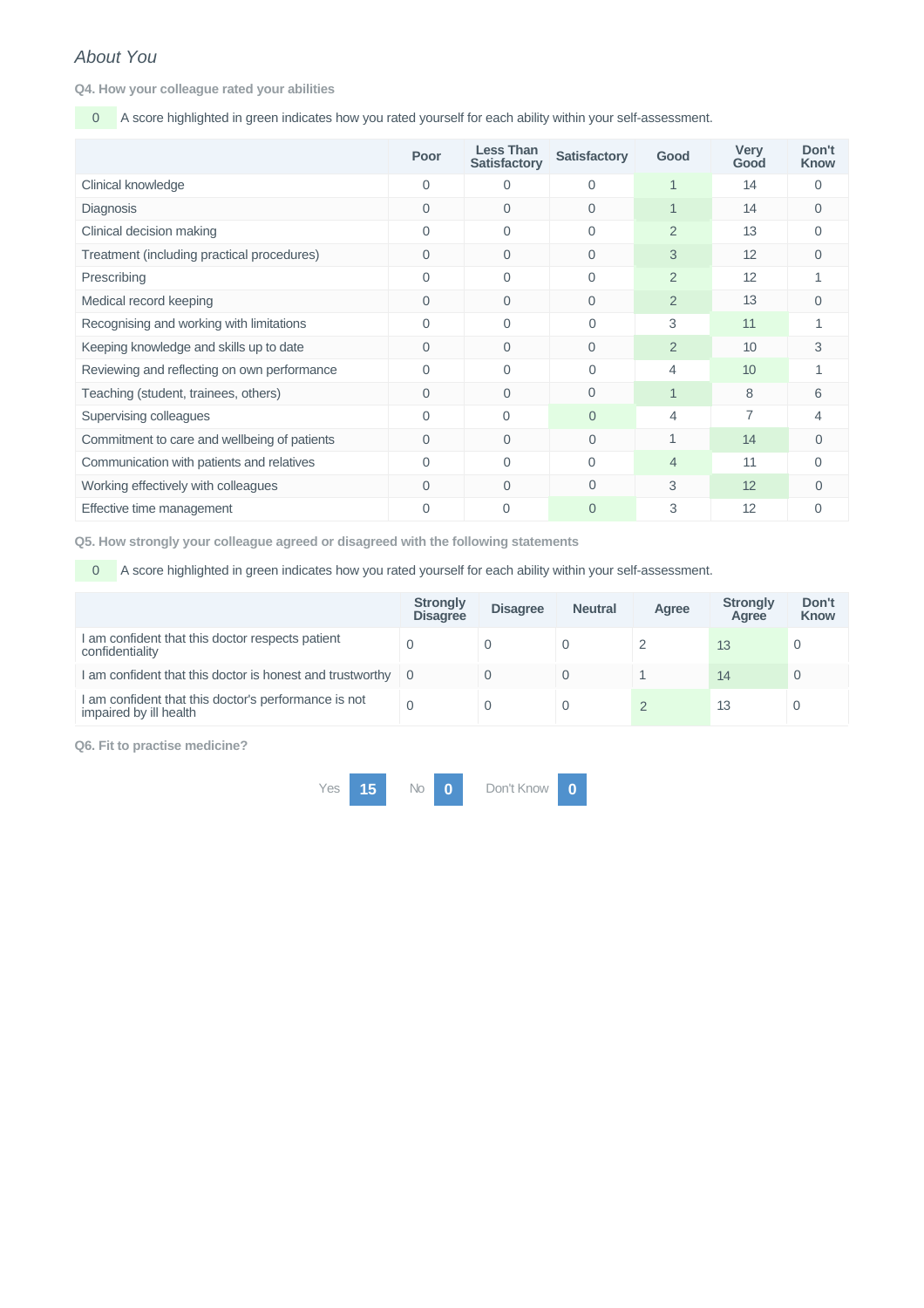*About You*

**Q4. How your colleague rated your abilities**

| 0 | A score highlighted in green indicates how you rated yourself for each ability within your self-assessment. |
|---|---|

| | Poor | Less Than Satisfactory | Satisfactory | Good | Very Good | Don't Know |
|---|---|---|---|---|---|---|
| Clinical knowledge | 0 | 0 | 0 | 1 | 14 | 0 |
| Diagnosis | 0 | 0 | 0 | 1 | 14 | 0 |
| Clinical decision making | 0 | 0 | 0 | 2 | 13 | 0 |
| Treatment (including practical procedures) | 0 | 0 | 0 | 3 | 12 | 0 |
| Prescribing | 0 | 0 | 0 | 2 | 12 | 1 |
| Medical record keeping | 0 | 0 | 0 | 2 | 13 | 0 |
| Recognising and working with limitations | 0 | 0 | 0 | 3 | 11 | 1 |
| Keeping knowledge and skills up to date | 0 | 0 | 0 | 2 | 10 | 3 |
| Reviewing and reflecting on own performance | 0 | 0 | 0 | 4 | 10 | 1 |
| Teaching (student, trainees, others) | 0 | 0 | 0 | 1 | 8 | 6 |
| Supervising colleagues | 0 | 0 | 0 | 4 | 7 | 4 |
| Commitment to care and wellbeing of patients | 0 | 0 | 0 | 1 | 14 | 0 |
| Communication with patients and relatives | 0 | 0 | 0 | 4 | 11 | 0 |
| Working effectively with colleagues | 0 | 0 | 0 | 3 | 12 | 0 |
| Effective time management | 0 | 0 | 0 | 3 | 12 | 0 |

**Q5. How strongly your colleague agreed or disagreed with the following statements**

| 0 | A score highlighted in green indicates how you rated yourself for each ability within your self-assessment. |
|---|---|

| | Strongly Disagree | Disagree | Neutral | Agree | Strongly Agree | Don't Know |
|---|---|---|---|---|---|---|
| I am confident that this doctor respects patient confidentiality | 0 | 0 | 0 | 2 | 13 | 0 |
| I am confident that this doctor is honest and trustworthy | 0 | 0 | 0 | 1 | 14 | 0 |
| I am confident that this doctor's performance is not impaired by ill health | 0 | 0 | 0 | 2 | 13 | 0 |

**Q6. Fit to practise medicine?**

Yes **15** No **0** Don't Know **0**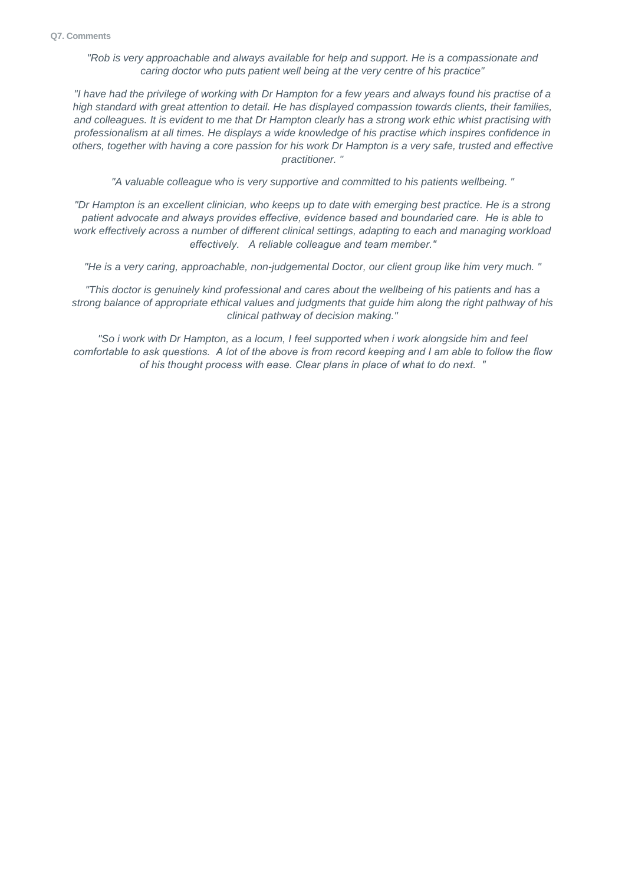**Q7. Comments**

*"Rob is very approachable and always available for help and support. He is a compassionate and caring doctor who puts patient well being at the very centre of his practice"*

*"I have had the privilege of working with Dr Hampton for a few years and always found his practise of a high standard with great attention to detail. He has displayed compassion towards clients, their families, and colleagues. It is evident to me that Dr Hampton clearly has a strong work ethic whist practising with professionalism at all times. He displays a wide knowledge of his practise which inspires confidence in others, together with having a core passion for his work Dr Hampton is a very safe, trusted and effective practitioner. "*

*"A valuable colleague who is very supportive and committed to his patients wellbeing. "*

*"Dr Hampton is an excellent clinician, who keeps up to date with emerging best practice. He is a strong patient advocate and always provides effective, evidence based and boundaried care. He is able to work effectively across a number of different clinical settings, adapting to each and managing workload effectively. A reliable colleague and team member."*

*"He is a very caring, approachable, non-judgemental Doctor, our client group like him very much. "*

*"This doctor is genuinely kind professional and cares about the wellbeing of his patients and has a strong balance of appropriate ethical values and judgments that guide him along the right pathway of his clinical pathway of decision making."*

*"So i work with Dr Hampton, as a locum, I feel supported when i work alongside him and feel comfortable to ask questions. A lot of the above is from record keeping and I am able to follow the flow of his thought process with ease. Clear plans in place of what to do next. "*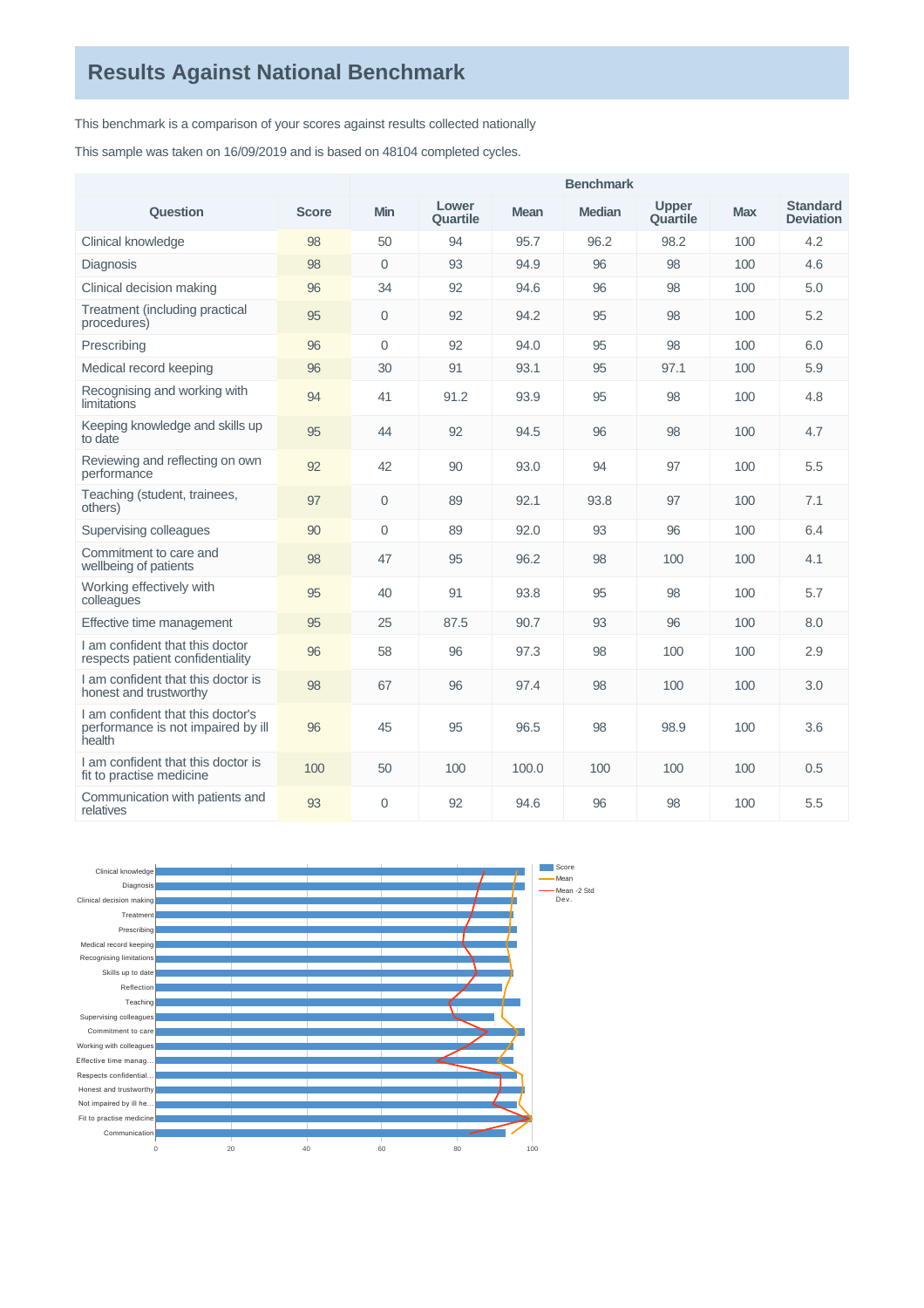## Results Against National Benchmark

This benchmark is a comparison of your scores against results collected nationally

This sample was taken on 16/09/2019 and is based on 48104 completed cycles.

| | | Benchmark | | | | | | |
|---|---|---|---|---|---|---|---|---|
| Question | Score | Min | Lower Quartile | Mean | Median | Upper Quartile | Max | Standard Deviation |
| Clinical knowledge | 98 | 50 | 94 | 95.7 | 96.2 | 98.2 | 100 | 4.2 |
| Diagnosis | 98 | 0 | 93 | 94.9 | 96 | 98 | 100 | 4.6 |
| Clinical decision making | 96 | 34 | 92 | 94.6 | 96 | 98 | 100 | 5.0 |
| Treatment (including practical procedures) | 95 | 0 | 92 | 94.2 | 95 | 98 | 100 | 5.2 |
| Prescribing | 96 | 0 | 92 | 94.0 | 95 | 98 | 100 | 6.0 |
| Medical record keeping | 96 | 30 | 91 | 93.1 | 95 | 97.1 | 100 | 5.9 |
| Recognising and working with limitations | 94 | 41 | 91.2 | 93.9 | 95 | 98 | 100 | 4.8 |
| Keeping knowledge and skills up to date | 95 | 44 | 92 | 94.5 | 96 | 98 | 100 | 4.7 |
| Reviewing and reflecting on own performance | 92 | 42 | 90 | 93.0 | 94 | 97 | 100 | 5.5 |
| Teaching (student, trainees, others) | 97 | 0 | 89 | 92.1 | 93.8 | 97 | 100 | 7.1 |
| Supervising colleagues | 90 | 0 | 89 | 92.0 | 93 | 96 | 100 | 6.4 |
| Commitment to care and wellbeing of patients | 98 | 47 | 95 | 96.2 | 98 | 100 | 100 | 4.1 |
| Working effectively with colleagues | 95 | 40 | 91 | 93.8 | 95 | 98 | 100 | 5.7 |
| Effective time management | 95 | 25 | 87.5 | 90.7 | 93 | 96 | 100 | 8.0 |
| I am confident that this doctor respects patient confidentiality | 96 | 58 | 96 | 97.3 | 98 | 100 | 100 | 2.9 |
| I am confident that this doctor is honest and trustworthy | 98 | 67 | 96 | 97.4 | 98 | 100 | 100 | 3.0 |
| I am confident that this doctor's performance is not impaired by ill health | 96 | 45 | 95 | 96.5 | 98 | 98.9 | 100 | 3.6 |
| I am confident that this doctor is fit to practise medicine | 100 | 50 | 100 | 100.0 | 100 | 100 | 100 | 0.5 |
| Communication with patients and relatives | 93 | 0 | 92 | 94.6 | 96 | 98 | 100 | 5.5 |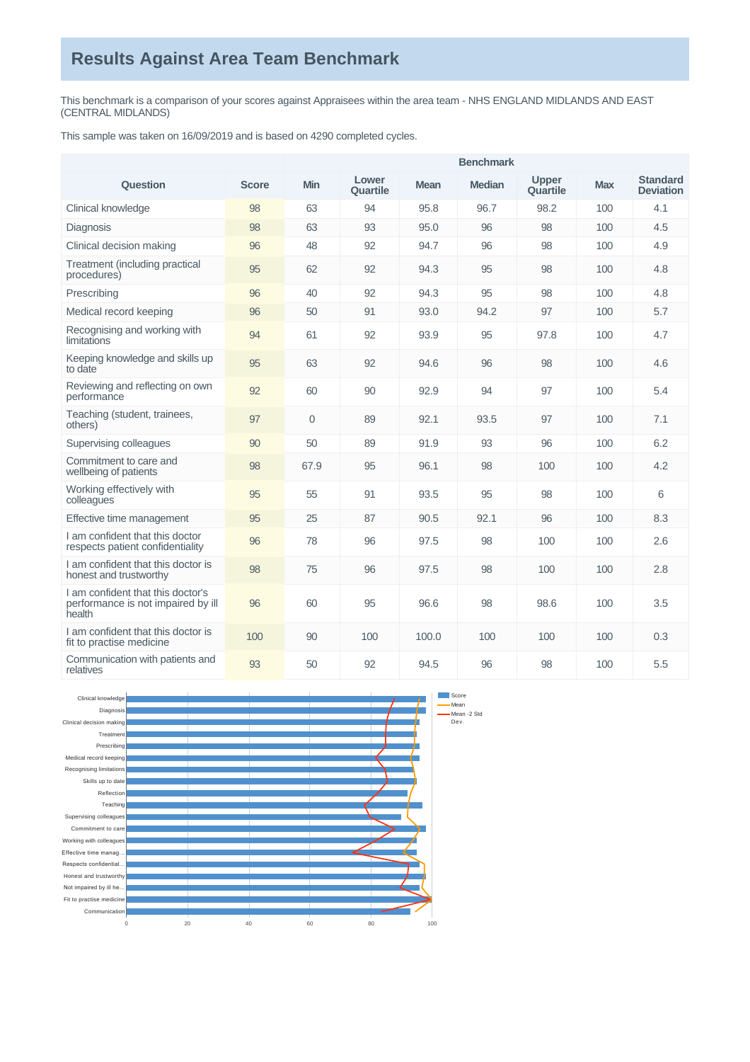# Results Against Area Team Benchmark

This benchmark is a comparison of your scores against Appraisees within the area team - NHS ENGLAND MIDLANDS AND EAST (CENTRAL MIDLANDS)

This sample was taken on 16/09/2019 and is based on 4290 completed cycles.

| | | Benchmark | | | | | | |
|---|---|---|---|---|---|---|---|---|
| **Question** | **Score** | **Min** | **Lower Quartile** | **Mean** | **Median** | **Upper Quartile** | **Max** | **Standard Deviation** |
| Clinical knowledge | 98 | 63 | 94 | 95.8 | 96.7 | 98.2 | 100 | 4.1 |
| Diagnosis | 98 | 63 | 93 | 95.0 | 96 | 98 | 100 | 4.5 |
| Clinical decision making | 96 | 48 | 92 | 94.7 | 96 | 98 | 100 | 4.9 |
| Treatment (including practical procedures) | 95 | 62 | 92 | 94.3 | 95 | 98 | 100 | 4.8 |
| Prescribing | 96 | 40 | 92 | 94.3 | 95 | 98 | 100 | 4.8 |
| Medical record keeping | 96 | 50 | 91 | 93.0 | 94.2 | 97 | 100 | 5.7 |
| Recognising and working with limitations | 94 | 61 | 92 | 93.9 | 95 | 97.8 | 100 | 4.7 |
| Keeping knowledge and skills up to date | 95 | 63 | 92 | 94.6 | 96 | 98 | 100 | 4.6 |
| Reviewing and reflecting on own performance | 92 | 60 | 90 | 92.9 | 94 | 97 | 100 | 5.4 |
| Teaching (student, trainees, others) | 97 | 0 | 89 | 92.1 | 93.5 | 97 | 100 | 7.1 |
| Supervising colleagues | 90 | 50 | 89 | 91.9 | 93 | 96 | 100 | 6.2 |
| Commitment to care and wellbeing of patients | 98 | 67.9 | 95 | 96.1 | 98 | 100 | 100 | 4.2 |
| Working effectively with colleagues | 95 | 55 | 91 | 93.5 | 95 | 98 | 100 | 6 |
| Effective time management | 95 | 25 | 87 | 90.5 | 92.1 | 96 | 100 | 8.3 |
| I am confident that this doctor respects patient confidentiality | 96 | 78 | 96 | 97.5 | 98 | 100 | 100 | 2.6 |
| I am confident that this doctor is honest and trustworthy | 98 | 75 | 96 | 97.5 | 98 | 100 | 100 | 2.8 |
| I am confident that this doctor's performance is not impaired by ill health | 96 | 60 | 95 | 96.6 | 98 | 98.6 | 100 | 3.5 |
| I am confident that this doctor is fit to practise medicine | 100 | 90 | 100 | 100.0 | 100 | 100 | 100 | 0.3 |
| Communication with patients and relatives | 93 | 50 | 92 | 94.5 | 96 | 98 | 100 | 5.5 |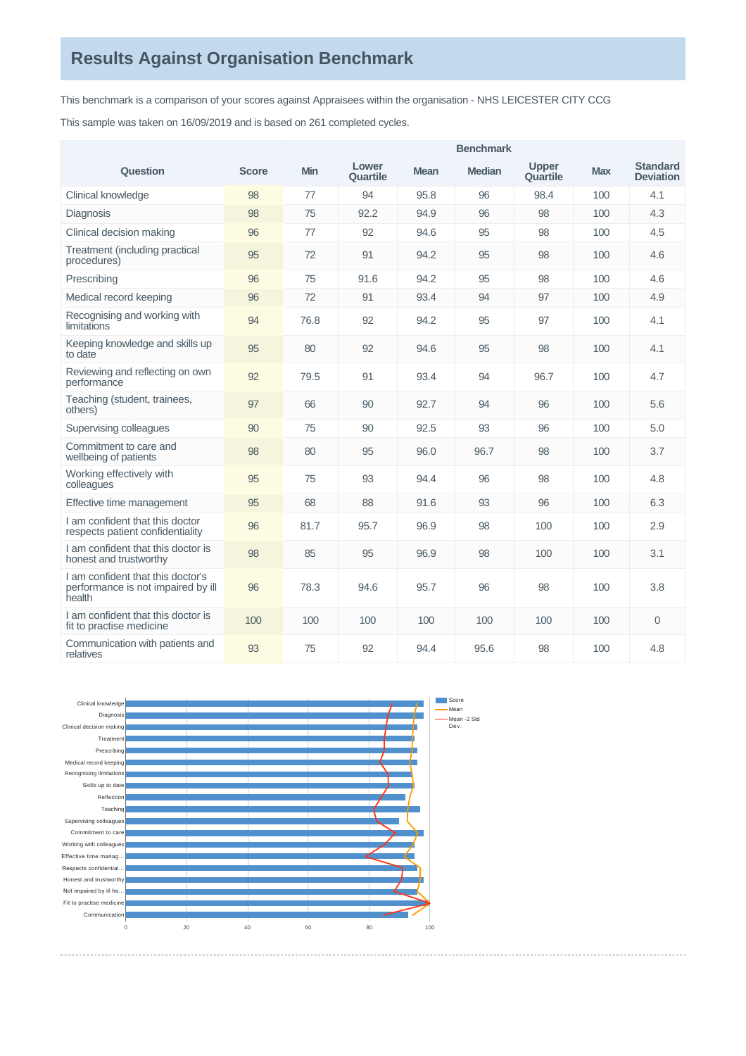## Results Against Organisation Benchmark

This benchmark is a comparison of your scores against Appraisees within the organisation - NHS LEICESTER CITY CCG

This sample was taken on 16/09/2019 and is based on 261 completed cycles.

| | | Benchmark | | | | | | |
|---|---|---|---|---|---|---|---|---|
| Question | Score | Min | Lower Quartile | Mean | Median | Upper Quartile | Max | Standard Deviation |
| Clinical knowledge | 98 | 77 | 94 | 95.8 | 96 | 98.4 | 100 | 4.1 |
| Diagnosis | 98 | 75 | 92.2 | 94.9 | 96 | 98 | 100 | 4.3 |
| Clinical decision making | 96 | 77 | 92 | 94.6 | 95 | 98 | 100 | 4.5 |
| Treatment (including practical procedures) | 95 | 72 | 91 | 94.2 | 95 | 98 | 100 | 4.6 |
| Prescribing | 96 | 75 | 91.6 | 94.2 | 95 | 98 | 100 | 4.6 |
| Medical record keeping | 96 | 72 | 91 | 93.4 | 94 | 97 | 100 | 4.9 |
| Recognising and working with limitations | 94 | 76.8 | 92 | 94.2 | 95 | 97 | 100 | 4.1 |
| Keeping knowledge and skills up to date | 95 | 80 | 92 | 94.6 | 95 | 98 | 100 | 4.1 |
| Reviewing and reflecting on own performance | 92 | 79.5 | 91 | 93.4 | 94 | 96.7 | 100 | 4.7 |
| Teaching (student, trainees, others) | 97 | 66 | 90 | 92.7 | 94 | 96 | 100 | 5.6 |
| Supervising colleagues | 90 | 75 | 90 | 92.5 | 93 | 96 | 100 | 5.0 |
| Commitment to care and wellbeing of patients | 98 | 80 | 95 | 96.0 | 96.7 | 98 | 100 | 3.7 |
| Working effectively with colleagues | 95 | 75 | 93 | 94.4 | 96 | 98 | 100 | 4.8 |
| Effective time management | 95 | 68 | 88 | 91.6 | 93 | 96 | 100 | 6.3 |
| I am confident that this doctor respects patient confidentiality | 96 | 81.7 | 95.7 | 96.9 | 98 | 100 | 100 | 2.9 |
| I am confident that this doctor is honest and trustworthy | 98 | 85 | 95 | 96.9 | 98 | 100 | 100 | 3.1 |
| I am confident that this doctor's performance is not impaired by ill health | 96 | 78.3 | 94.6 | 95.7 | 96 | 98 | 100 | 3.8 |
| I am confident that this doctor is fit to practise medicine | 100 | 100 | 100 | 100 | 100 | 100 | 100 | 0 |
| Communication with patients and relatives | 93 | 75 | 92 | 94.4 | 95.6 | 98 | 100 | 4.8 |

Clinical knowledge
Diagnosis
Clinical decision making
Treatment
Prescribing
Medical record keeping
Recognising limitations
Skills up to date
Reflection
Teaching
Supervising colleagues
Commitment to care
Working with colleagues
Effective time manag...
Respects confidential...
Honest and trustworthy
Not impaired by ill he...
Fit to practise medicine
Communication

0 20 40 60 80 100

Score
Mean
Mean -2 Std Dev.